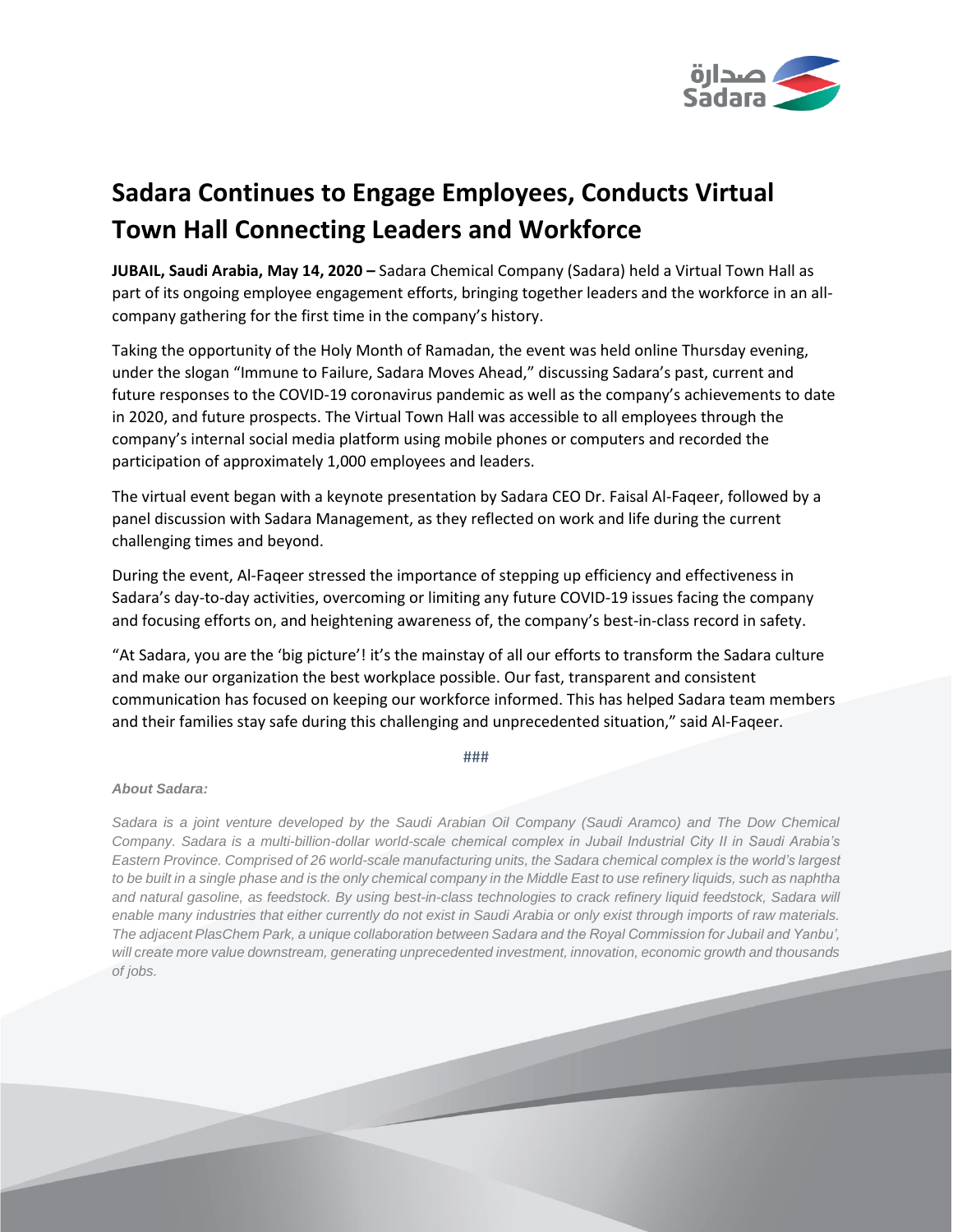# Sadara Continues to Engage Employees, Conducts Virtual Town Hall Connecting Leaders and Workforce

**JUBAIL, Saudi Arabia, May 14, 2020 –** Sadara Chemical Company (Sadara) held a Virtual Town Hall as part of its ongoing employee engagement efforts, bringing together leaders and the workforce in an all-company gathering for the first time in the company's history.

Taking the opportunity of the Holy Month of Ramadan, the event was held online Thursday evening, under the slogan "Immune to Failure, Sadara Moves Ahead," discussing Sadara's past, current and future responses to the COVID-19 coronavirus pandemic as well as the company's achievements to date in 2020, and future prospects. The Virtual Town Hall was accessible to all employees through the company's internal social media platform using mobile phones or computers and recorded the participation of approximately 1,000 employees and leaders.

The virtual event began with a keynote presentation by Sadara CEO Dr. Faisal Al-Faqeer, followed by a panel discussion with Sadara Management, as they reflected on work and life during the current challenging times and beyond.

During the event, Al-Faqeer stressed the importance of stepping up efficiency and effectiveness in Sadara's day-to-day activities, overcoming or limiting any future COVID-19 issues facing the company and focusing efforts on, and heightening awareness of, the company's best-in-class record in safety.

"At Sadara, you are the 'big picture'! it's the mainstay of all our efforts to transform the Sadara culture and make our organization the best workplace possible. Our fast, transparent and consistent communication has focused on keeping our workforce informed. This has helped Sadara team members and their families stay safe during this challenging and unprecedented situation," said Al-Faqeer.

###

***About Sadara:***

*Sadara is a joint venture developed by the Saudi Arabian Oil Company (Saudi Aramco) and The Dow Chemical Company. Sadara is a multi-billion-dollar world-scale chemical complex in Jubail Industrial City II in Saudi Arabia's Eastern Province. Comprised of 26 world-scale manufacturing units, the Sadara chemical complex is the world's largest to be built in a single phase and is the only chemical company in the Middle East to use refinery liquids, such as naphtha and natural gasoline, as feedstock. By using best-in-class technologies to crack refinery liquid feedstock, Sadara will enable many industries that either currently do not exist in Saudi Arabia or only exist through imports of raw materials. The adjacent PlasChem Park, a unique collaboration between Sadara and the Royal Commission for Jubail and Yanbu', will create more value downstream, generating unprecedented investment, innovation, economic growth and thousands of jobs.*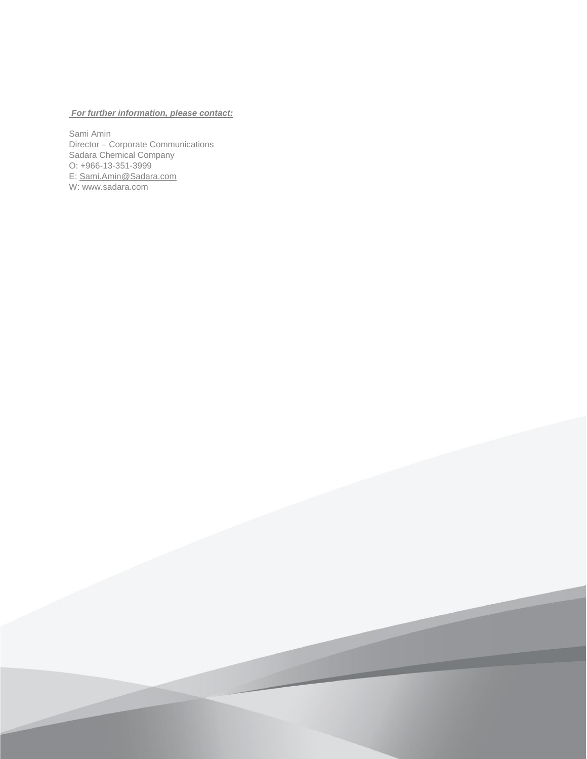***For further information, please contact:***

Sami Amin
Director – Corporate Communications
Sadara Chemical Company
O: +966-13-351-3999
E: Sami.Amin@Sadara.com
W: www.sadara.com